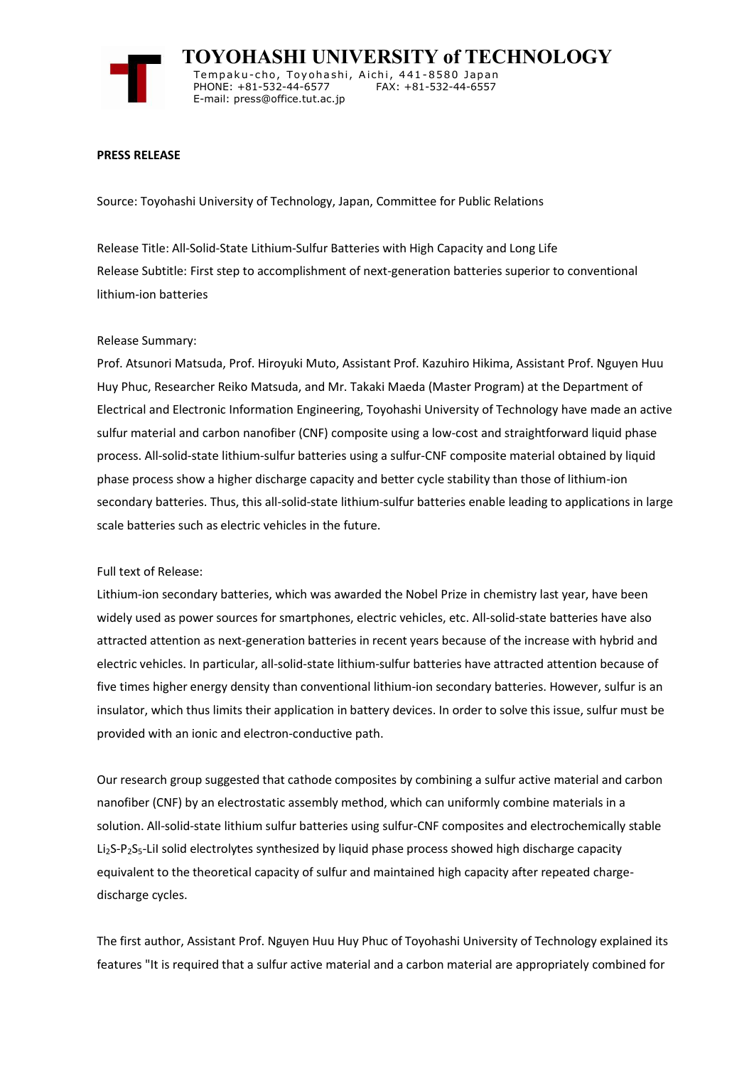# TOYOHASHI UNIVERSITY of TECHNOLOGY

Tempaku-cho, Toyohashi, Aichi, 441-8580 Japan
PHONE: +81-532-44-6577 FAX: +81-532-44-6557
E-mail: press@office.tut.ac.jp

**PRESS RELEASE**

Source: Toyohashi University of Technology, Japan, Committee for Public Relations

Release Title: All-Solid-State Lithium-Sulfur Batteries with High Capacity and Long Life
Release Subtitle: First step to accomplishment of next-generation batteries superior to conventional lithium-ion batteries

Release Summary:
Prof. Atsunori Matsuda, Prof. Hiroyuki Muto, Assistant Prof. Kazuhiro Hikima, Assistant Prof. Nguyen Huu Huy Phuc, Researcher Reiko Matsuda, and Mr. Takaki Maeda (Master Program) at the Department of Electrical and Electronic Information Engineering, Toyohashi University of Technology have made an active sulfur material and carbon nanofiber (CNF) composite using a low-cost and straightforward liquid phase process. All-solid-state lithium-sulfur batteries using a sulfur-CNF composite material obtained by liquid phase process show a higher discharge capacity and better cycle stability than those of lithium-ion secondary batteries. Thus, this all-solid-state lithium-sulfur batteries enable leading to applications in large scale batteries such as electric vehicles in the future.

Full text of Release:
Lithium-ion secondary batteries, which was awarded the Nobel Prize in chemistry last year, have been widely used as power sources for smartphones, electric vehicles, etc. All-solid-state batteries have also attracted attention as next-generation batteries in recent years because of the increase with hybrid and electric vehicles. In particular, all-solid-state lithium-sulfur batteries have attracted attention because of five times higher energy density than conventional lithium-ion secondary batteries. However, sulfur is an insulator, which thus limits their application in battery devices. In order to solve this issue, sulfur must be provided with an ionic and electron-conductive path.

Our research group suggested that cathode composites by combining a sulfur active material and carbon nanofiber (CNF) by an electrostatic assembly method, which can uniformly combine materials in a solution. All-solid-state lithium sulfur batteries using sulfur-CNF composites and electrochemically stable $Li_2S$-$P_2S_5$-LiI solid electrolytes synthesized by liquid phase process showed high discharge capacity equivalent to the theoretical capacity of sulfur and maintained high capacity after repeated charge-discharge cycles.

The first author, Assistant Prof. Nguyen Huu Huy Phuc of Toyohashi University of Technology explained its features "It is required that a sulfur active material and a carbon material are appropriately combined for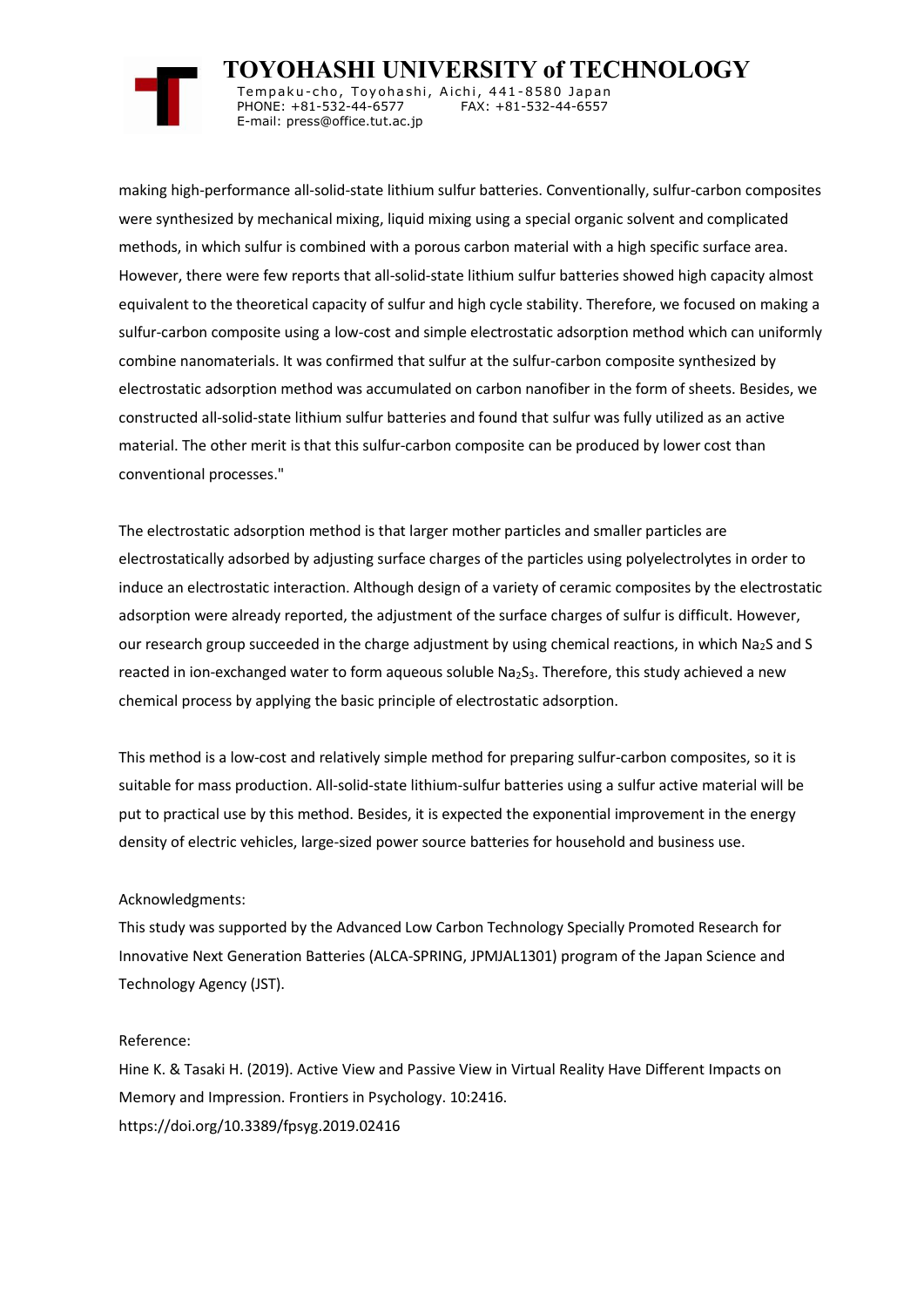making high-performance all-solid-state lithium sulfur batteries. Conventionally, sulfur-carbon composites were synthesized by mechanical mixing, liquid mixing using a special organic solvent and complicated methods, in which sulfur is combined with a porous carbon material with a high specific surface area. However, there were few reports that all-solid-state lithium sulfur batteries showed high capacity almost equivalent to the theoretical capacity of sulfur and high cycle stability. Therefore, we focused on making a sulfur-carbon composite using a low-cost and simple electrostatic adsorption method which can uniformly combine nanomaterials. It was confirmed that sulfur at the sulfur-carbon composite synthesized by electrostatic adsorption method was accumulated on carbon nanofiber in the form of sheets. Besides, we constructed all-solid-state lithium sulfur batteries and found that sulfur was fully utilized as an active material. The other merit is that this sulfur-carbon composite can be produced by lower cost than conventional processes."

The electrostatic adsorption method is that larger mother particles and smaller particles are electrostatically adsorbed by adjusting surface charges of the particles using polyelectrolytes in order to induce an electrostatic interaction. Although design of a variety of ceramic composites by the electrostatic adsorption were already reported, the adjustment of the surface charges of sulfur is difficult. However, our research group succeeded in the charge adjustment by using chemical reactions, in which $Na_2S$ and S reacted in ion-exchanged water to form aqueous soluble $Na_2S_3$. Therefore, this study achieved a new chemical process by applying the basic principle of electrostatic adsorption.

This method is a low-cost and relatively simple method for preparing sulfur-carbon composites, so it is suitable for mass production. All-solid-state lithium-sulfur batteries using a sulfur active material will be put to practical use by this method. Besides, it is expected the exponential improvement in the energy density of electric vehicles, large-sized power source batteries for household and business use.

Acknowledgments:
This study was supported by the Advanced Low Carbon Technology Specially Promoted Research for Innovative Next Generation Batteries (ALCA-SPRING, JPMJAL1301) program of the Japan Science and Technology Agency (JST).

Reference:
Hine K. & Tasaki H. (2019). Active View and Passive View in Virtual Reality Have Different Impacts on Memory and Impression. Frontiers in Psychology. 10:2416.
https://doi.org/10.3389/fpsyg.2019.02416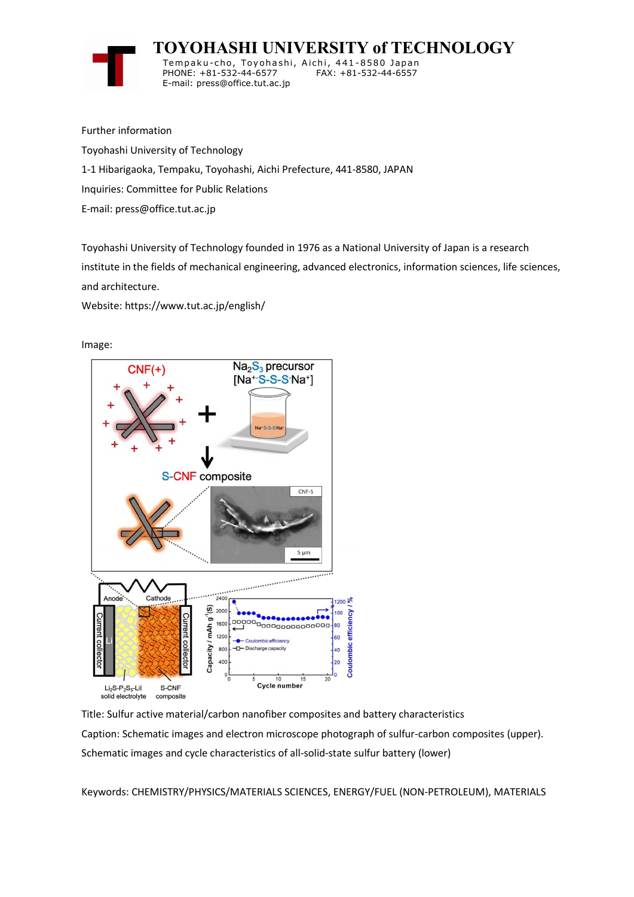Further information

Toyohashi University of Technology

1-1 Hibarigaoka, Tempaku, Toyohashi, Aichi Prefecture, 441-8580, JAPAN

Inquiries: Committee for Public Relations

E-mail: press@office.tut.ac.jp

Toyohashi University of Technology founded in 1976 as a National University of Japan is a research institute in the fields of mechanical engineering, advanced electronics, information sciences, life sciences, and architecture.

Website: https://www.tut.ac.jp/english/

Image:

CNF(+)

$Na_2S_3$ precursor
[$Na^+$-S-S-S-$Na^+$]

S-CNF composite

CNF-S

5 µm

Anode

Cathode

Current collector

Li

Current collector

$Li_2S$-$P_2S_5$-LiI solid electrolyte

S-CNF composite

Capacity / mAh $g^{-1}$(S)

2400
2000
1600
1200
800
400
0

0
5
10
15
20

Cycle number

Coulombic efficiency / %

1200
100
80
60
40
20
0

Coulombic efficiency

Discharge capacity

Title: Sulfur active material/carbon nanofiber composites and battery characteristics

Caption: Schematic images and electron microscope photograph of sulfur-carbon composites (upper). Schematic images and cycle characteristics of all-solid-state sulfur battery (lower)

Keywords: CHEMISTRY/PHYSICS/MATERIALS SCIENCES, ENERGY/FUEL (NON-PETROLEUM), MATERIALS